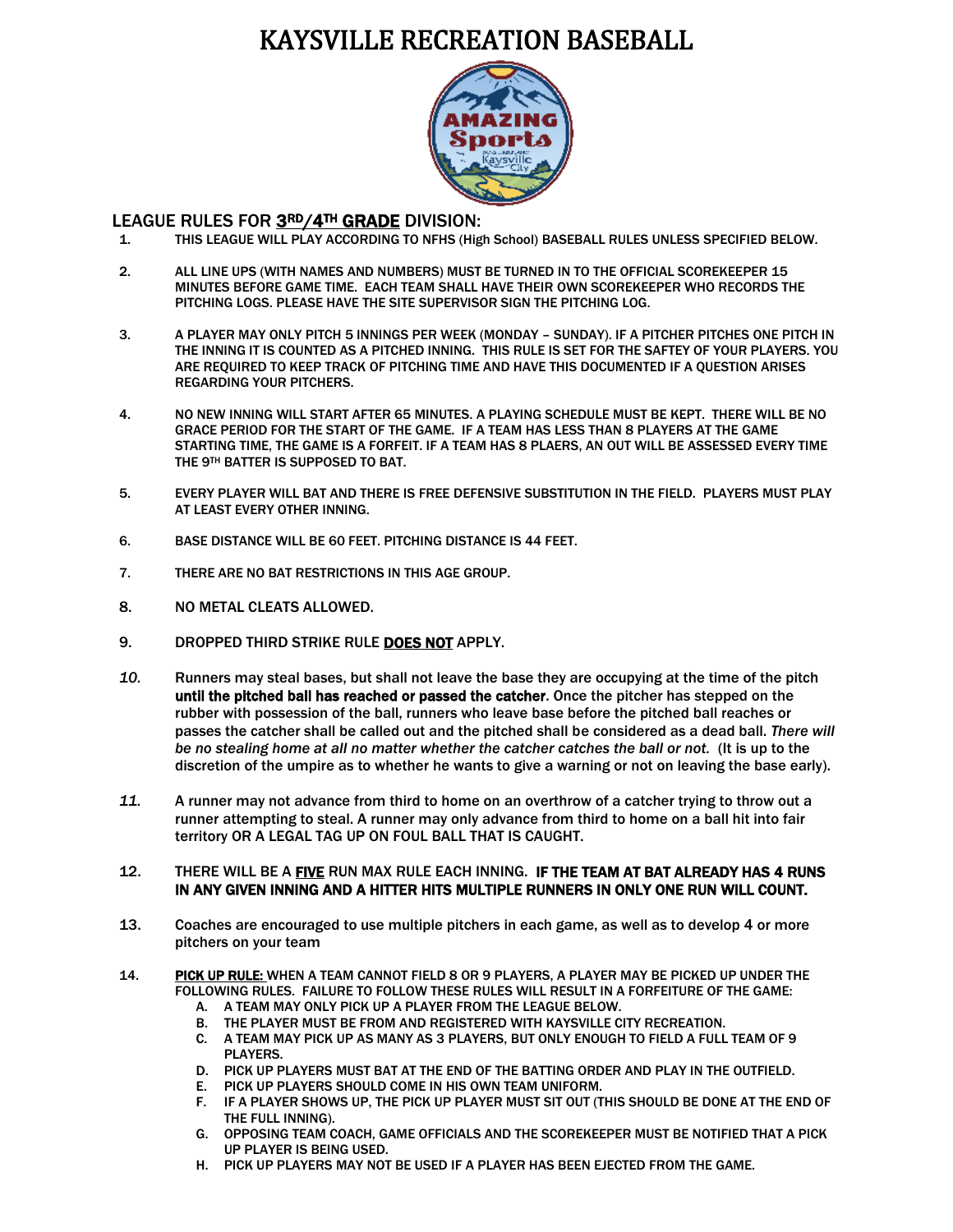# KAYSVILLE RECREATION BASEBALL

## LEAGUE RULES FOR **3RD/4TH GRADE** DIVISION:

1. THIS LEAGUE WILL PLAY ACCORDING TO NFHS (High School) BASEBALL RULES UNLESS SPECIFIED BELOW.

2. ALL LINE UPS (WITH NAMES AND NUMBERS) MUST BE TURNED IN TO THE OFFICIAL SCOREKEEPER 15 MINUTES BEFORE GAME TIME. EACH TEAM SHALL HAVE THEIR OWN SCOREKEEPER WHO RECORDS THE PITCHING LOGS. PLEASE HAVE THE SITE SUPERVISOR SIGN THE PITCHING LOG.

3. A PLAYER MAY ONLY PITCH 5 INNINGS PER WEEK (MONDAY – SUNDAY). IF A PITCHER PITCHES ONE PITCH IN THE INNING IT IS COUNTED AS A PITCHED INNING. THIS RULE IS SET FOR THE SAFTEY OF YOUR PLAYERS. YOU ARE REQUIRED TO KEEP TRACK OF PITCHING TIME AND HAVE THIS DOCUMENTED IF A QUESTION ARISES REGARDING YOUR PITCHERS.

4. NO NEW INNING WILL START AFTER 65 MINUTES. A PLAYING SCHEDULE MUST BE KEPT. THERE WILL BE NO GRACE PERIOD FOR THE START OF THE GAME. IF A TEAM HAS LESS THAN 8 PLAYERS AT THE GAME STARTING TIME, THE GAME IS A FORFEIT. IF A TEAM HAS 8 PLAERS, AN OUT WILL BE ASSESSED EVERY TIME THE 9TH BATTER IS SUPPOSED TO BAT.

5. EVERY PLAYER WILL BAT AND THERE IS FREE DEFENSIVE SUBSTITUTION IN THE FIELD. PLAYERS MUST PLAY AT LEAST EVERY OTHER INNING.

6. BASE DISTANCE WILL BE 60 FEET. PITCHING DISTANCE IS 44 FEET.

7. THERE ARE NO BAT RESTRICTIONS IN THIS AGE GROUP.

8. NO METAL CLEATS ALLOWED.

9. DROPPED THIRD STRIKE RULE **DOES NOT** APPLY.

10. Runners may steal bases, but shall not leave the base they are occupying at the time of the pitch **until the pitched ball has reached or passed the catcher**. Once the pitcher has stepped on the rubber with possession of the ball, runners who leave base before the pitched ball reaches or passes the catcher shall be called out and the pitched shall be considered as a dead ball. *There will be no stealing home at all no matter whether the catcher catches the ball or not.* (It is up to the discretion of the umpire as to whether he wants to give a warning or not on leaving the base early).

11. A runner may not advance from third to home on an overthrow of a catcher trying to throw out a runner attempting to steal. A runner may only advance from third to home on a ball hit into fair territory OR A LEGAL TAG UP ON FOUL BALL THAT IS CAUGHT.

12. THERE WILL BE A **FIVE** RUN MAX RULE EACH INNING. **IF THE TEAM AT BAT ALREADY HAS 4 RUNS IN ANY GIVEN INNING AND A HITTER HITS MULTIPLE RUNNERS IN ONLY ONE RUN WILL COUNT.**

13. Coaches are encouraged to use multiple pitchers in each game, as well as to develop 4 or more pitchers on your team

14. **PICK UP RULE:** WHEN A TEAM CANNOT FIELD 8 OR 9 PLAYERS, A PLAYER MAY BE PICKED UP UNDER THE FOLLOWING RULES. FAILURE TO FOLLOW THESE RULES WILL RESULT IN A FORFEITURE OF THE GAME:
    - A. A TEAM MAY ONLY PICK UP A PLAYER FROM THE LEAGUE BELOW.
    - B. THE PLAYER MUST BE FROM AND REGISTERED WITH KAYSVILLE CITY RECREATION.
    - C. A TEAM MAY PICK UP AS MANY AS 3 PLAYERS, BUT ONLY ENOUGH TO FIELD A FULL TEAM OF 9 PLAYERS.
    - D. PICK UP PLAYERS MUST BAT AT THE END OF THE BATTING ORDER AND PLAY IN THE OUTFIELD.
    - E. PICK UP PLAYERS SHOULD COME IN HIS OWN TEAM UNIFORM.
    - F. IF A PLAYER SHOWS UP, THE PICK UP PLAYER MUST SIT OUT (THIS SHOULD BE DONE AT THE END OF THE FULL INNING).
    - G. OPPOSING TEAM COACH, GAME OFFICIALS AND THE SCOREKEEPER MUST BE NOTIFIED THAT A PICK UP PLAYER IS BEING USED.
    - H. PICK UP PLAYERS MAY NOT BE USED IF A PLAYER HAS BEEN EJECTED FROM THE GAME.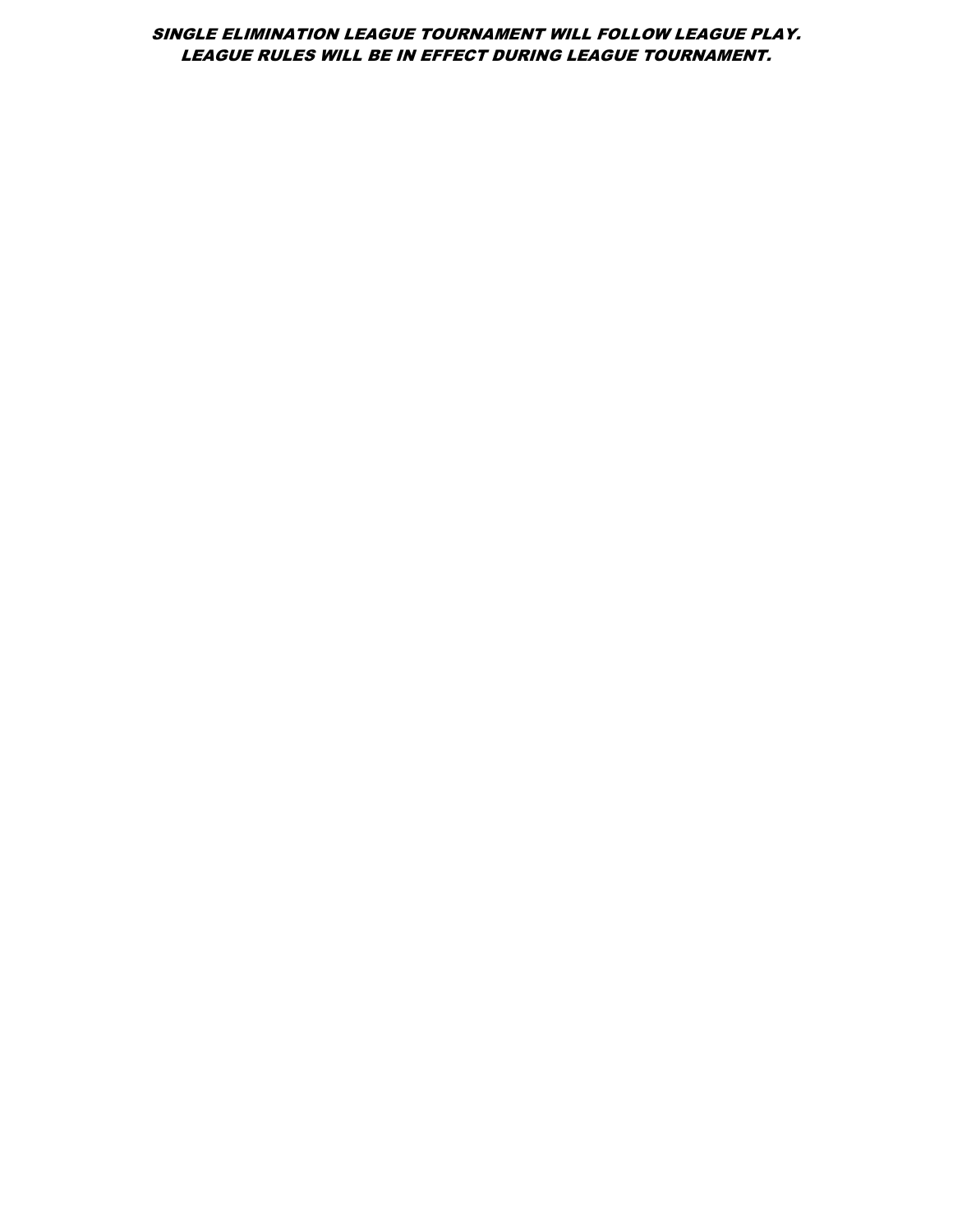***SINGLE ELIMINATION LEAGUE TOURNAMENT WILL FOLLOW LEAGUE PLAY.***
***LEAGUE RULES WILL BE IN EFFECT DURING LEAGUE TOURNAMENT.***